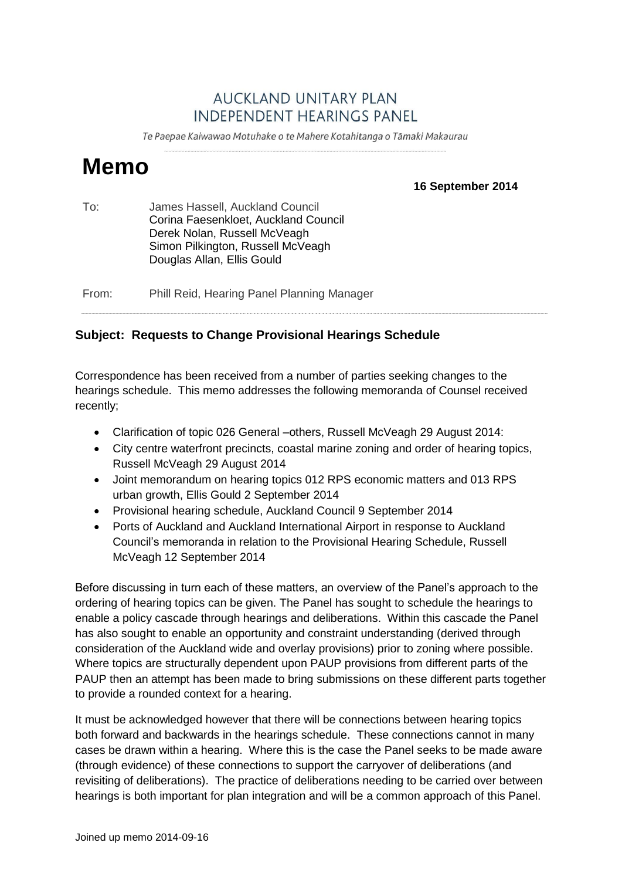AUCKLAND UNITARY PLAN
INDEPENDENT HEARINGS PANEL

*Te Paepae Kaiwawao Motuhake o te Mahere Kotahitanga o Tāmaki Makaurau*

# Memo

**16 September 2014**

To: James Hassell, Auckland Council
Corina Faesenkloet, Auckland Council
Derek Nolan, Russell McVeagh
Simon Pilkington, Russell McVeagh
Douglas Allan, Ellis Gould

From: Phill Reid, Hearing Panel Planning Manager

## Subject: Requests to Change Provisional Hearings Schedule

Correspondence has been received from a number of parties seeking changes to the hearings schedule. This memo addresses the following memoranda of Counsel received recently;

- Clarification of topic 026 General –others, Russell McVeagh 29 August 2014:
- City centre waterfront precincts, coastal marine zoning and order of hearing topics, Russell McVeagh 29 August 2014
- Joint memorandum on hearing topics 012 RPS economic matters and 013 RPS urban growth, Ellis Gould 2 September 2014
- Provisional hearing schedule, Auckland Council 9 September 2014
- Ports of Auckland and Auckland International Airport in response to Auckland Council's memoranda in relation to the Provisional Hearing Schedule, Russell McVeagh 12 September 2014

Before discussing in turn each of these matters, an overview of the Panel's approach to the ordering of hearing topics can be given. The Panel has sought to schedule the hearings to enable a policy cascade through hearings and deliberations. Within this cascade the Panel has also sought to enable an opportunity and constraint understanding (derived through consideration of the Auckland wide and overlay provisions) prior to zoning where possible. Where topics are structurally dependent upon PAUP provisions from different parts of the PAUP then an attempt has been made to bring submissions on these different parts together to provide a rounded context for a hearing.

It must be acknowledged however that there will be connections between hearing topics both forward and backwards in the hearings schedule. These connections cannot in many cases be drawn within a hearing. Where this is the case the Panel seeks to be made aware (through evidence) of these connections to support the carryover of deliberations (and revisiting of deliberations). The practice of deliberations needing to be carried over between hearings is both important for plan integration and will be a common approach of this Panel.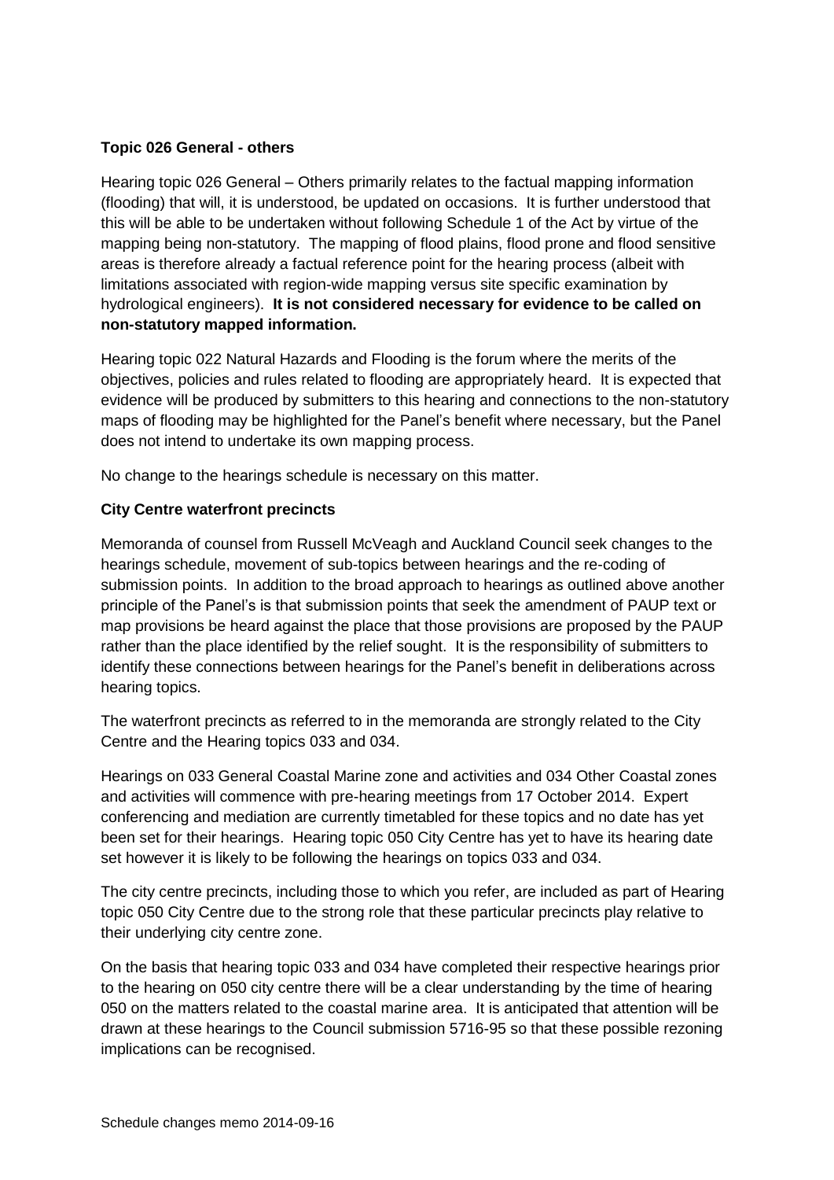**Topic 026 General - others**

Hearing topic 026 General – Others primarily relates to the factual mapping information (flooding) that will, it is understood, be updated on occasions. It is further understood that this will be able to be undertaken without following Schedule 1 of the Act by virtue of the mapping being non-statutory. The mapping of flood plains, flood prone and flood sensitive areas is therefore already a factual reference point for the hearing process (albeit with limitations associated with region-wide mapping versus site specific examination by hydrological engineers). **It is not considered necessary for evidence to be called on non-statutory mapped information.**

Hearing topic 022 Natural Hazards and Flooding is the forum where the merits of the objectives, policies and rules related to flooding are appropriately heard. It is expected that evidence will be produced by submitters to this hearing and connections to the non-statutory maps of flooding may be highlighted for the Panel's benefit where necessary, but the Panel does not intend to undertake its own mapping process.

No change to the hearings schedule is necessary on this matter.

**City Centre waterfront precincts**

Memoranda of counsel from Russell McVeagh and Auckland Council seek changes to the hearings schedule, movement of sub-topics between hearings and the re-coding of submission points. In addition to the broad approach to hearings as outlined above another principle of the Panel's is that submission points that seek the amendment of PAUP text or map provisions be heard against the place that those provisions are proposed by the PAUP rather than the place identified by the relief sought. It is the responsibility of submitters to identify these connections between hearings for the Panel's benefit in deliberations across hearing topics.

The waterfront precincts as referred to in the memoranda are strongly related to the City Centre and the Hearing topics 033 and 034.

Hearings on 033 General Coastal Marine zone and activities and 034 Other Coastal zones and activities will commence with pre-hearing meetings from 17 October 2014. Expert conferencing and mediation are currently timetabled for these topics and no date has yet been set for their hearings. Hearing topic 050 City Centre has yet to have its hearing date set however it is likely to be following the hearings on topics 033 and 034.

The city centre precincts, including those to which you refer, are included as part of Hearing topic 050 City Centre due to the strong role that these particular precincts play relative to their underlying city centre zone.

On the basis that hearing topic 033 and 034 have completed their respective hearings prior to the hearing on 050 city centre there will be a clear understanding by the time of hearing 050 on the matters related to the coastal marine area. It is anticipated that attention will be drawn at these hearings to the Council submission 5716-95 so that these possible rezoning implications can be recognised.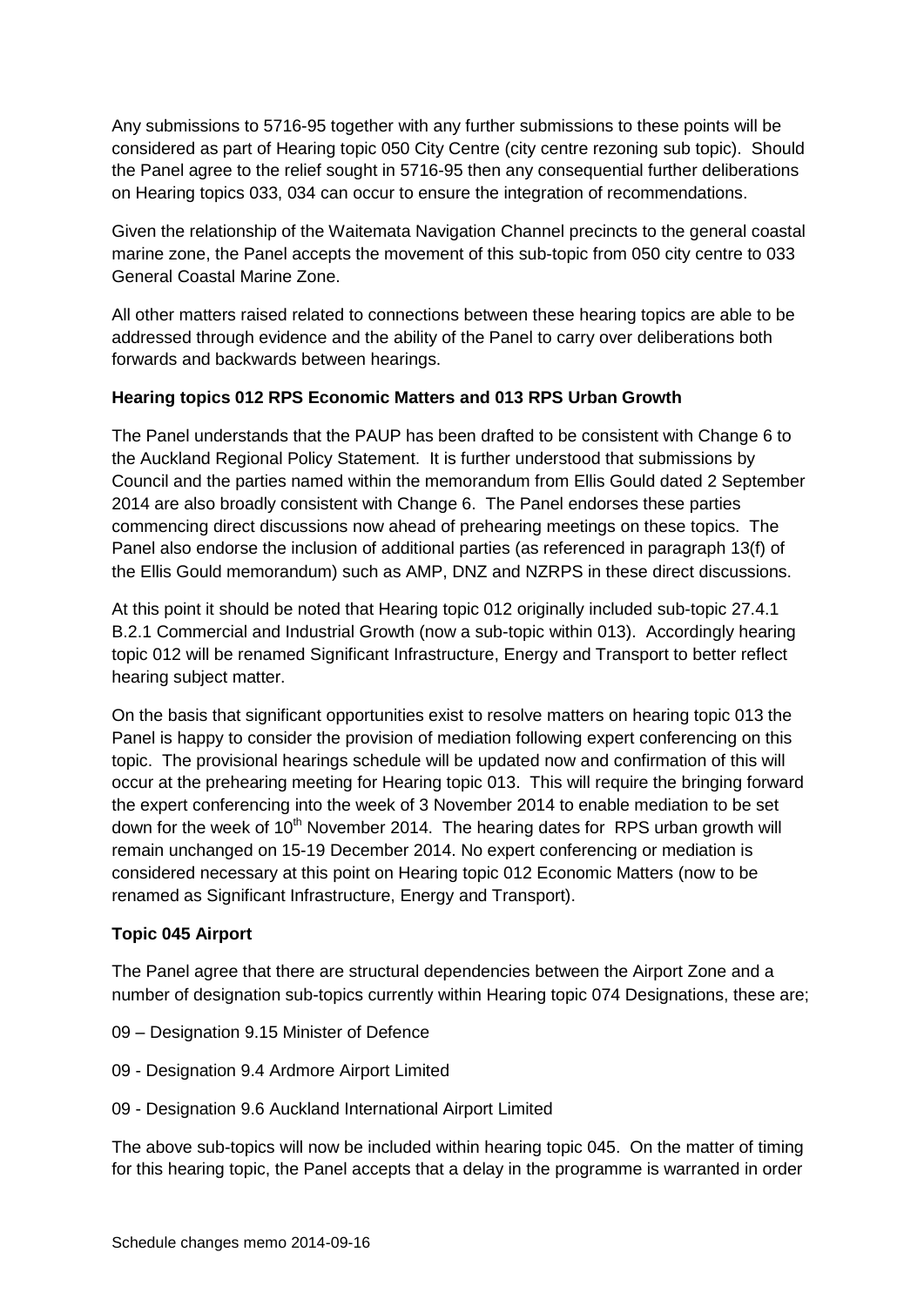Any submissions to 5716-95 together with any further submissions to these points will be considered as part of Hearing topic 050 City Centre (city centre rezoning sub topic). Should the Panel agree to the relief sought in 5716-95 then any consequential further deliberations on Hearing topics 033, 034 can occur to ensure the integration of recommendations.

Given the relationship of the Waitemata Navigation Channel precincts to the general coastal marine zone, the Panel accepts the movement of this sub-topic from 050 city centre to 033 General Coastal Marine Zone.

All other matters raised related to connections between these hearing topics are able to be addressed through evidence and the ability of the Panel to carry over deliberations both forwards and backwards between hearings.

**Hearing topics 012 RPS Economic Matters and 013 RPS Urban Growth**

The Panel understands that the PAUP has been drafted to be consistent with Change 6 to the Auckland Regional Policy Statement. It is further understood that submissions by Council and the parties named within the memorandum from Ellis Gould dated 2 September 2014 are also broadly consistent with Change 6. The Panel endorses these parties commencing direct discussions now ahead of prehearing meetings on these topics. The Panel also endorse the inclusion of additional parties (as referenced in paragraph 13(f) of the Ellis Gould memorandum) such as AMP, DNZ and NZRPS in these direct discussions.

At this point it should be noted that Hearing topic 012 originally included sub-topic 27.4.1 B.2.1 Commercial and Industrial Growth (now a sub-topic within 013). Accordingly hearing topic 012 will be renamed Significant Infrastructure, Energy and Transport to better reflect hearing subject matter.

On the basis that significant opportunities exist to resolve matters on hearing topic 013 the Panel is happy to consider the provision of mediation following expert conferencing on this topic. The provisional hearings schedule will be updated now and confirmation of this will occur at the prehearing meeting for Hearing topic 013. This will require the bringing forward the expert conferencing into the week of 3 November 2014 to enable mediation to be set down for the week of 10th November 2014. The hearing dates for RPS urban growth will remain unchanged on 15-19 December 2014. No expert conferencing or mediation is considered necessary at this point on Hearing topic 012 Economic Matters (now to be renamed as Significant Infrastructure, Energy and Transport).

**Topic 045 Airport**

The Panel agree that there are structural dependencies between the Airport Zone and a number of designation sub-topics currently within Hearing topic 074 Designations, these are;

09 – Designation 9.15 Minister of Defence

09 - Designation 9.4 Ardmore Airport Limited

09 - Designation 9.6 Auckland International Airport Limited

The above sub-topics will now be included within hearing topic 045. On the matter of timing for this hearing topic, the Panel accepts that a delay in the programme is warranted in order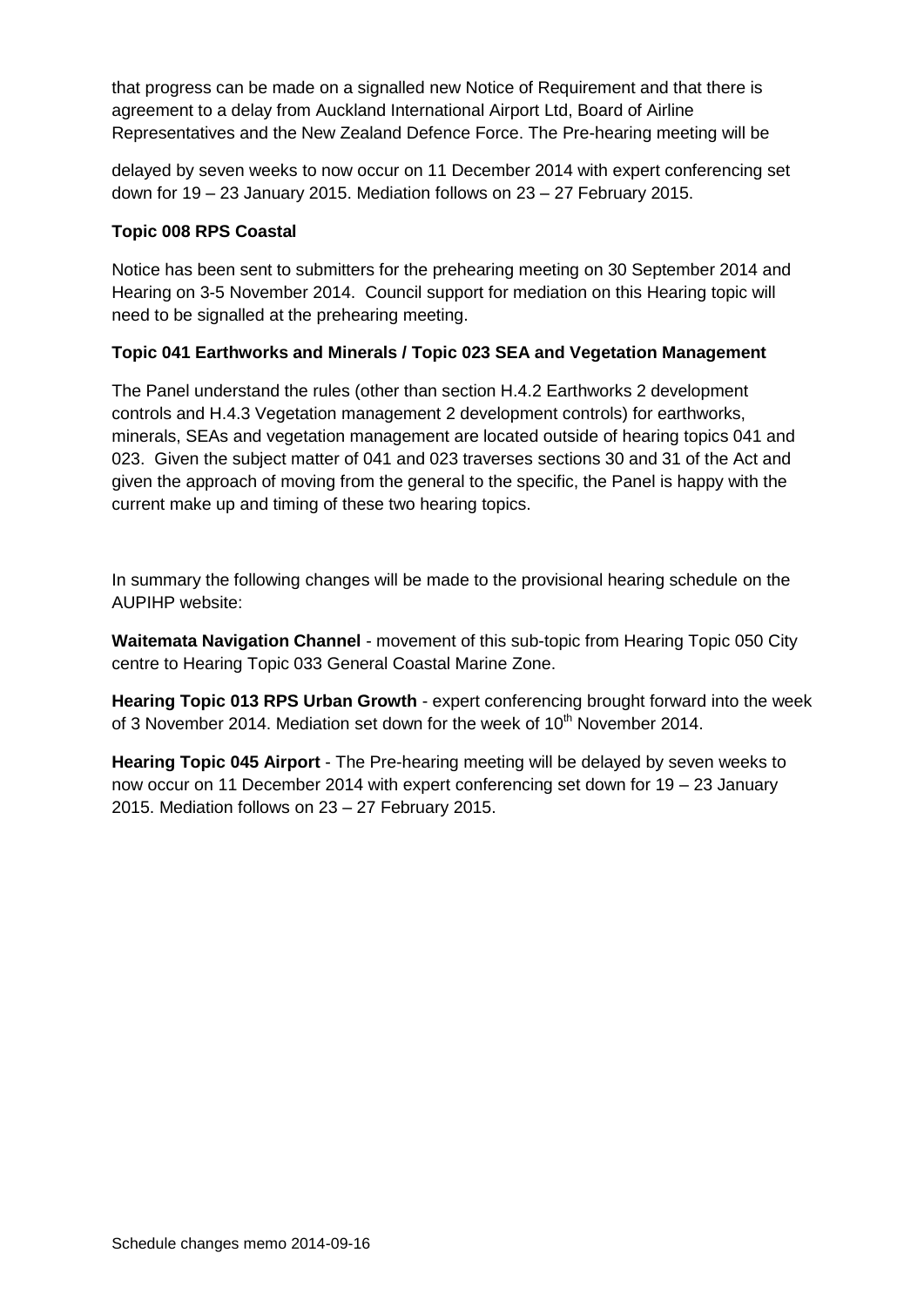that progress can be made on a signalled new Notice of Requirement and that there is agreement to a delay from Auckland International Airport Ltd, Board of Airline Representatives and the New Zealand Defence Force. The Pre-hearing meeting will be

delayed by seven weeks to now occur on 11 December 2014 with expert conferencing set down for 19 – 23 January 2015. Mediation follows on 23 – 27 February 2015.

**Topic 008 RPS Coastal**

Notice has been sent to submitters for the prehearing meeting on 30 September 2014 and Hearing on 3-5 November 2014. Council support for mediation on this Hearing topic will need to be signalled at the prehearing meeting.

**Topic 041 Earthworks and Minerals / Topic 023 SEA and Vegetation Management**

The Panel understand the rules (other than section H.4.2 Earthworks 2 development controls and H.4.3 Vegetation management 2 development controls) for earthworks, minerals, SEAs and vegetation management are located outside of hearing topics 041 and 023. Given the subject matter of 041 and 023 traverses sections 30 and 31 of the Act and given the approach of moving from the general to the specific, the Panel is happy with the current make up and timing of these two hearing topics.

In summary the following changes will be made to the provisional hearing schedule on the AUPIHP website:

**Waitemata Navigation Channel** - movement of this sub-topic from Hearing Topic 050 City centre to Hearing Topic 033 General Coastal Marine Zone.

**Hearing Topic 013 RPS Urban Growth** - expert conferencing brought forward into the week of 3 November 2014. Mediation set down for the week of 10th November 2014.

**Hearing Topic 045 Airport** - The Pre-hearing meeting will be delayed by seven weeks to now occur on 11 December 2014 with expert conferencing set down for 19 – 23 January 2015. Mediation follows on 23 – 27 February 2015.